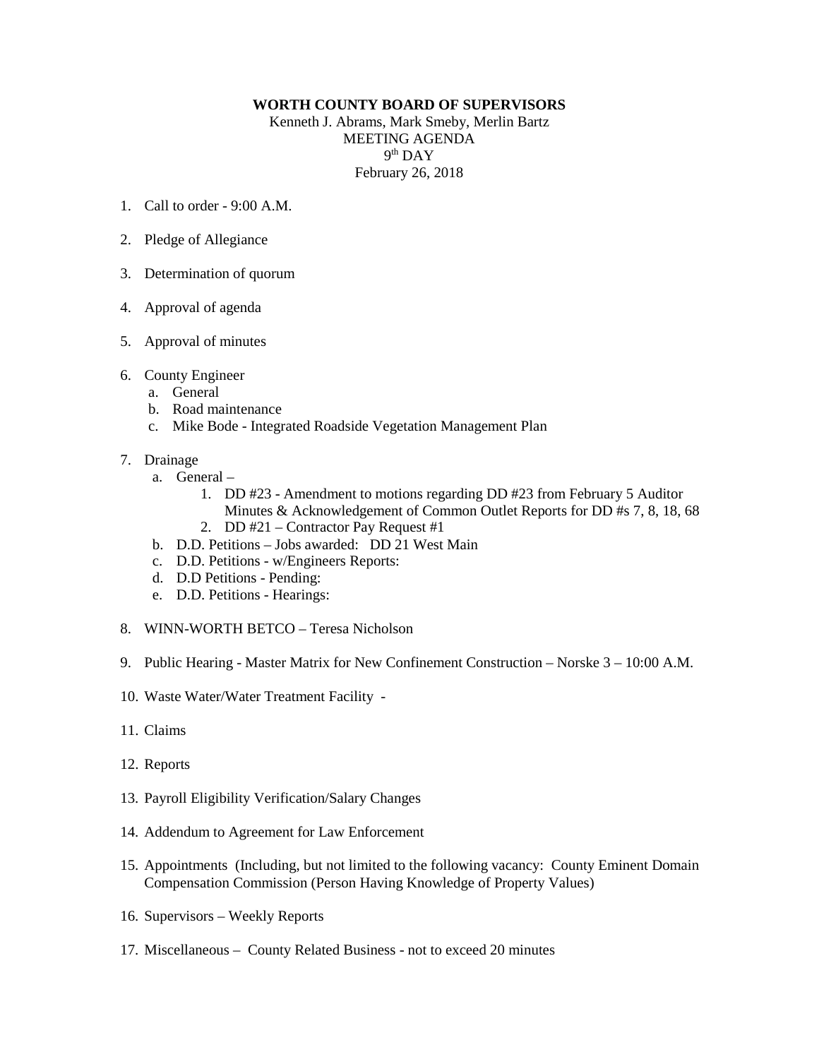**WORTH COUNTY BOARD OF SUPERVISORS**

Kenneth J. Abrams, Mark Smeby, Merlin Bartz
MEETING AGENDA
9th DAY
February 26, 2018

1. Call to order - 9:00 A.M.

2. Pledge of Allegiance

3. Determination of quorum

4. Approval of agenda

5. Approval of minutes

6. County Engineer
   a. General
   b. Road maintenance
   c. Mike Bode - Integrated Roadside Vegetation Management Plan

7. Drainage
   a. General –
      1. DD #23 - Amendment to motions regarding DD #23 from February 5 Auditor Minutes & Acknowledgement of Common Outlet Reports for DD #s 7, 8, 18, 68
      2. DD #21 – Contractor Pay Request #1
   b. D.D. Petitions – Jobs awarded: DD 21 West Main
   c. D.D. Petitions - w/Engineers Reports:
   d. D.D Petitions - Pending:
   e. D.D. Petitions - Hearings:

8. WINN-WORTH BETCO – Teresa Nicholson

9. Public Hearing - Master Matrix for New Confinement Construction – Norske 3 – 10:00 A.M.

10. Waste Water/Water Treatment Facility -

11. Claims

12. Reports

13. Payroll Eligibility Verification/Salary Changes

14. Addendum to Agreement for Law Enforcement

15. Appointments (Including, but not limited to the following vacancy: County Eminent Domain Compensation Commission (Person Having Knowledge of Property Values)

16. Supervisors – Weekly Reports

17. Miscellaneous – County Related Business - not to exceed 20 minutes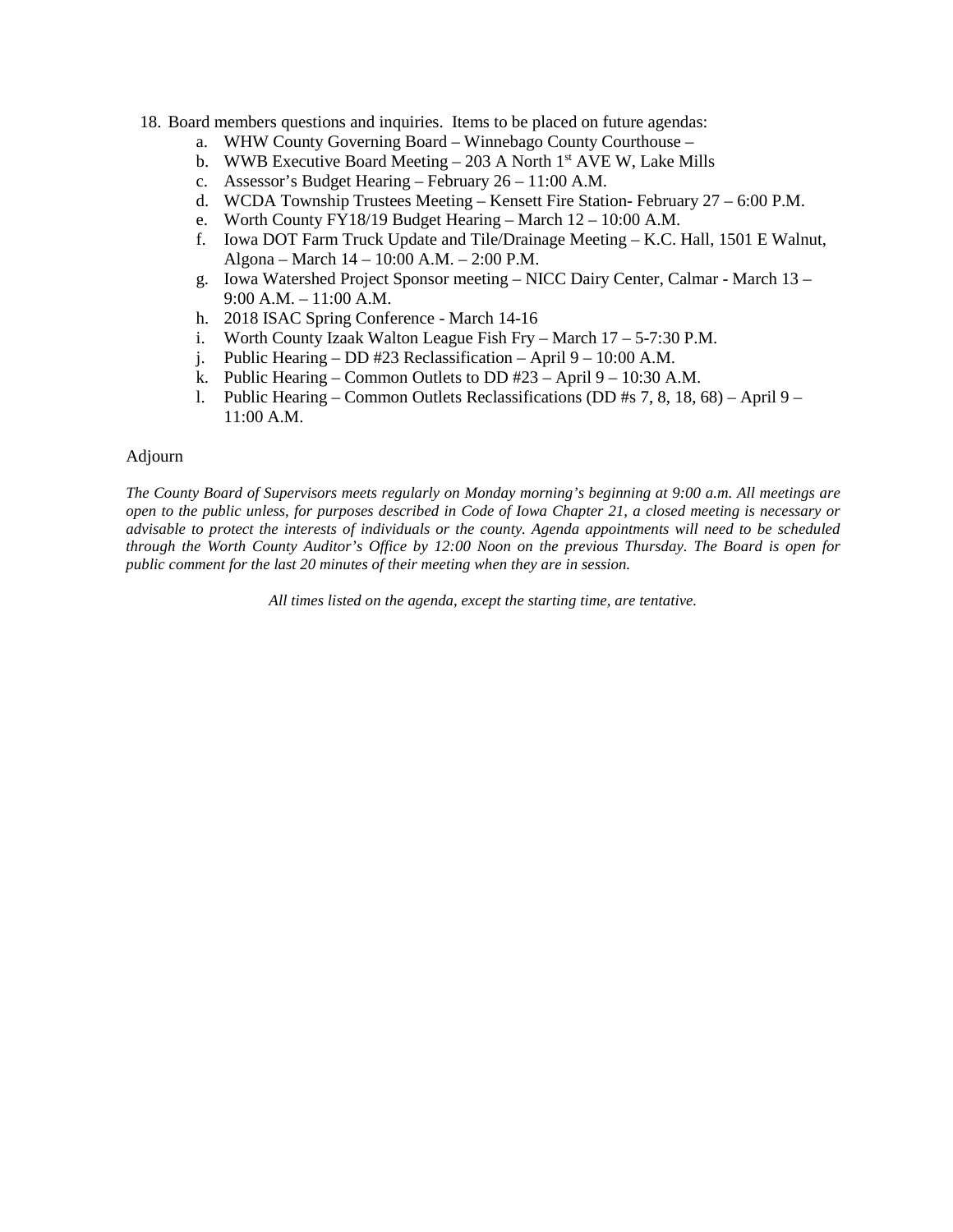18. Board members questions and inquiries. Items to be placed on future agendas:
    a. WHW County Governing Board – Winnebago County Courthouse –
    b. WWB Executive Board Meeting – 203 A North 1st AVE W, Lake Mills
    c. Assessor's Budget Hearing – February 26 – 11:00 A.M.
    d. WCDA Township Trustees Meeting – Kensett Fire Station- February 27 – 6:00 P.M.
    e. Worth County FY18/19 Budget Hearing – March 12 – 10:00 A.M.
    f. Iowa DOT Farm Truck Update and Tile/Drainage Meeting – K.C. Hall, 1501 E Walnut, Algona – March 14 – 10:00 A.M. – 2:00 P.M.
    g. Iowa Watershed Project Sponsor meeting – NICC Dairy Center, Calmar - March 13 – 9:00 A.M. – 11:00 A.M.
    h. 2018 ISAC Spring Conference - March 14-16
    i. Worth County Izaak Walton League Fish Fry – March 17 – 5-7:30 P.M.
    j. Public Hearing – DD #23 Reclassification – April 9 – 10:00 A.M.
    k. Public Hearing – Common Outlets to DD #23 – April 9 – 10:30 A.M.
    l. Public Hearing – Common Outlets Reclassifications (DD #s 7, 8, 18, 68) – April 9 – 11:00 A.M.

Adjourn

*The County Board of Supervisors meets regularly on Monday morning's beginning at 9:00 a.m. All meetings are open to the public unless, for purposes described in Code of Iowa Chapter 21, a closed meeting is necessary or advisable to protect the interests of individuals or the county. Agenda appointments will need to be scheduled through the Worth County Auditor's Office by 12:00 Noon on the previous Thursday. The Board is open for public comment for the last 20 minutes of their meeting when they are in session.*

*All times listed on the agenda, except the starting time, are tentative.*